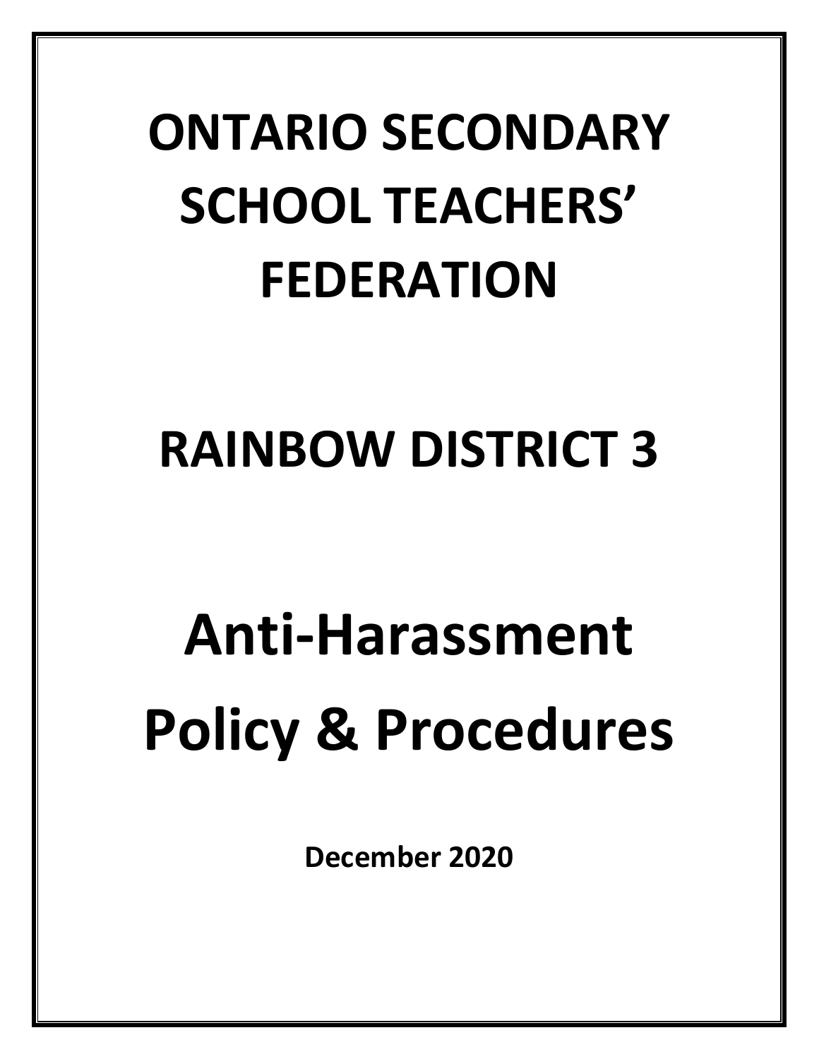# ONTARIO SECONDARY SCHOOL TEACHERS' FEDERATION

# RAINBOW DISTRICT 3

# Anti-Harassment Policy & Procedures

**December 2020**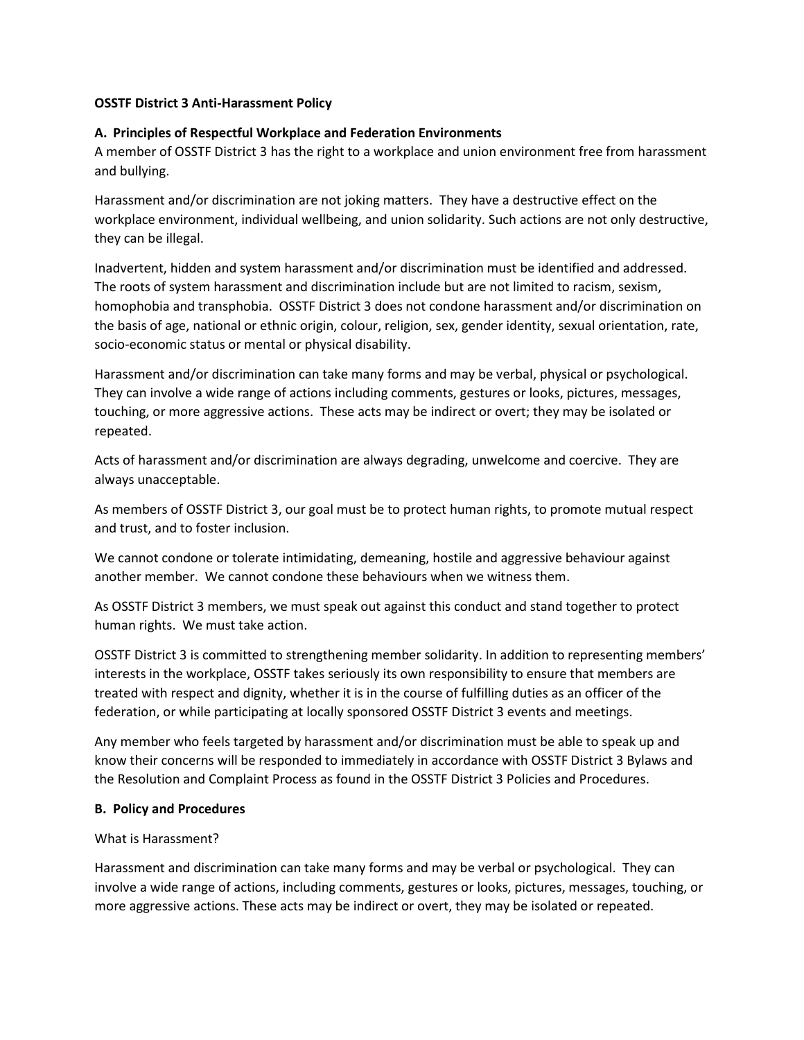**OSSTF District 3 Anti-Harassment Policy**

**A. Principles of Respectful Workplace and Federation Environments**

A member of OSSTF District 3 has the right to a workplace and union environment free from harassment and bullying.

Harassment and/or discrimination are not joking matters. They have a destructive effect on the workplace environment, individual wellbeing, and union solidarity. Such actions are not only destructive, they can be illegal.

Inadvertent, hidden and system harassment and/or discrimination must be identified and addressed. The roots of system harassment and discrimination include but are not limited to racism, sexism, homophobia and transphobia. OSSTF District 3 does not condone harassment and/or discrimination on the basis of age, national or ethnic origin, colour, religion, sex, gender identity, sexual orientation, rate, socio-economic status or mental or physical disability.

Harassment and/or discrimination can take many forms and may be verbal, physical or psychological. They can involve a wide range of actions including comments, gestures or looks, pictures, messages, touching, or more aggressive actions. These acts may be indirect or overt; they may be isolated or repeated.

Acts of harassment and/or discrimination are always degrading, unwelcome and coercive. They are always unacceptable.

As members of OSSTF District 3, our goal must be to protect human rights, to promote mutual respect and trust, and to foster inclusion.

We cannot condone or tolerate intimidating, demeaning, hostile and aggressive behaviour against another member. We cannot condone these behaviours when we witness them.

As OSSTF District 3 members, we must speak out against this conduct and stand together to protect human rights. We must take action.

OSSTF District 3 is committed to strengthening member solidarity. In addition to representing members' interests in the workplace, OSSTF takes seriously its own responsibility to ensure that members are treated with respect and dignity, whether it is in the course of fulfilling duties as an officer of the federation, or while participating at locally sponsored OSSTF District 3 events and meetings.

Any member who feels targeted by harassment and/or discrimination must be able to speak up and know their concerns will be responded to immediately in accordance with OSSTF District 3 Bylaws and the Resolution and Complaint Process as found in the OSSTF District 3 Policies and Procedures.

**B. Policy and Procedures**

What is Harassment?

Harassment and discrimination can take many forms and may be verbal or psychological. They can involve a wide range of actions, including comments, gestures or looks, pictures, messages, touching, or more aggressive actions. These acts may be indirect or overt, they may be isolated or repeated.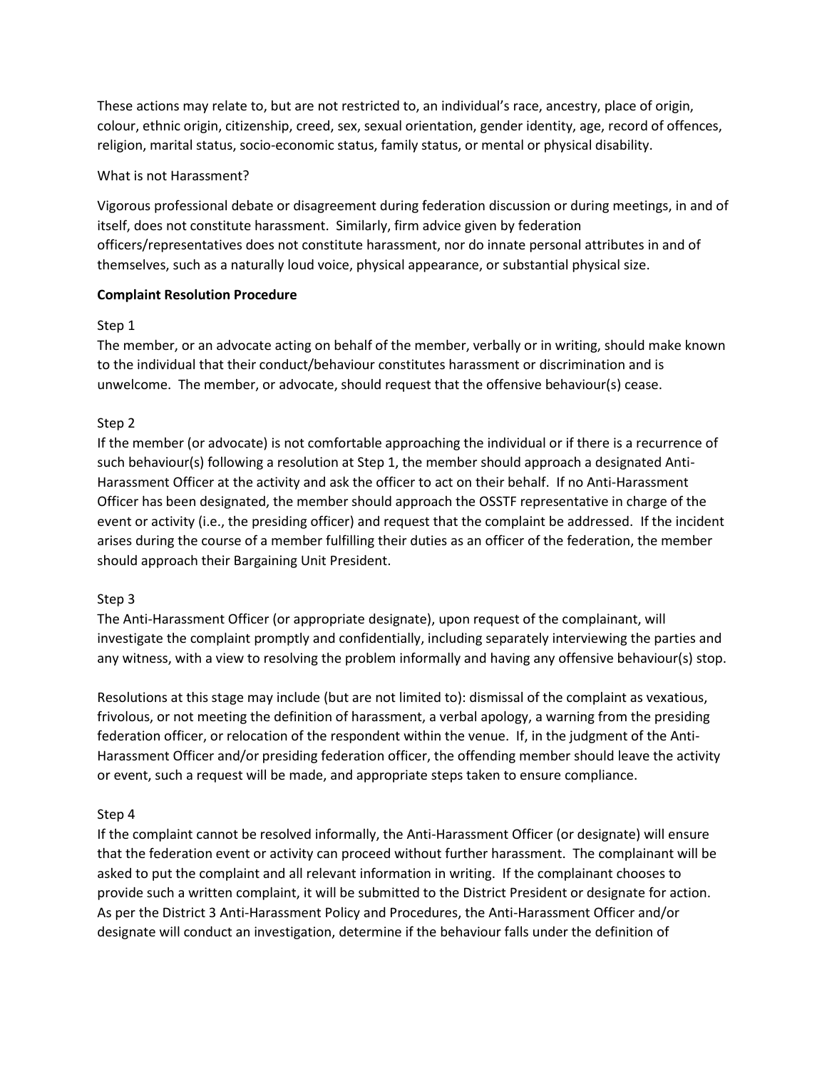These actions may relate to, but are not restricted to, an individual's race, ancestry, place of origin, colour, ethnic origin, citizenship, creed, sex, sexual orientation, gender identity, age, record of offences, religion, marital status, socio-economic status, family status, or mental or physical disability.

What is not Harassment?

Vigorous professional debate or disagreement during federation discussion or during meetings, in and of itself, does not constitute harassment. Similarly, firm advice given by federation officers/representatives does not constitute harassment, nor do innate personal attributes in and of themselves, such as a naturally loud voice, physical appearance, or substantial physical size.

**Complaint Resolution Procedure**

Step 1
The member, or an advocate acting on behalf of the member, verbally or in writing, should make known to the individual that their conduct/behaviour constitutes harassment or discrimination and is unwelcome. The member, or advocate, should request that the offensive behaviour(s) cease.

Step 2
If the member (or advocate) is not comfortable approaching the individual or if there is a recurrence of such behaviour(s) following a resolution at Step 1, the member should approach a designated Anti-Harassment Officer at the activity and ask the officer to act on their behalf. If no Anti-Harassment Officer has been designated, the member should approach the OSSTF representative in charge of the event or activity (i.e., the presiding officer) and request that the complaint be addressed. If the incident arises during the course of a member fulfilling their duties as an officer of the federation, the member should approach their Bargaining Unit President.

Step 3
The Anti-Harassment Officer (or appropriate designate), upon request of the complainant, will investigate the complaint promptly and confidentially, including separately interviewing the parties and any witness, with a view to resolving the problem informally and having any offensive behaviour(s) stop.

Resolutions at this stage may include (but are not limited to): dismissal of the complaint as vexatious, frivolous, or not meeting the definition of harassment, a verbal apology, a warning from the presiding federation officer, or relocation of the respondent within the venue. If, in the judgment of the Anti-Harassment Officer and/or presiding federation officer, the offending member should leave the activity or event, such a request will be made, and appropriate steps taken to ensure compliance.

Step 4
If the complaint cannot be resolved informally, the Anti-Harassment Officer (or designate) will ensure that the federation event or activity can proceed without further harassment. The complainant will be asked to put the complaint and all relevant information in writing. If the complainant chooses to provide such a written complaint, it will be submitted to the District President or designate for action. As per the District 3 Anti-Harassment Policy and Procedures, the Anti-Harassment Officer and/or designate will conduct an investigation, determine if the behaviour falls under the definition of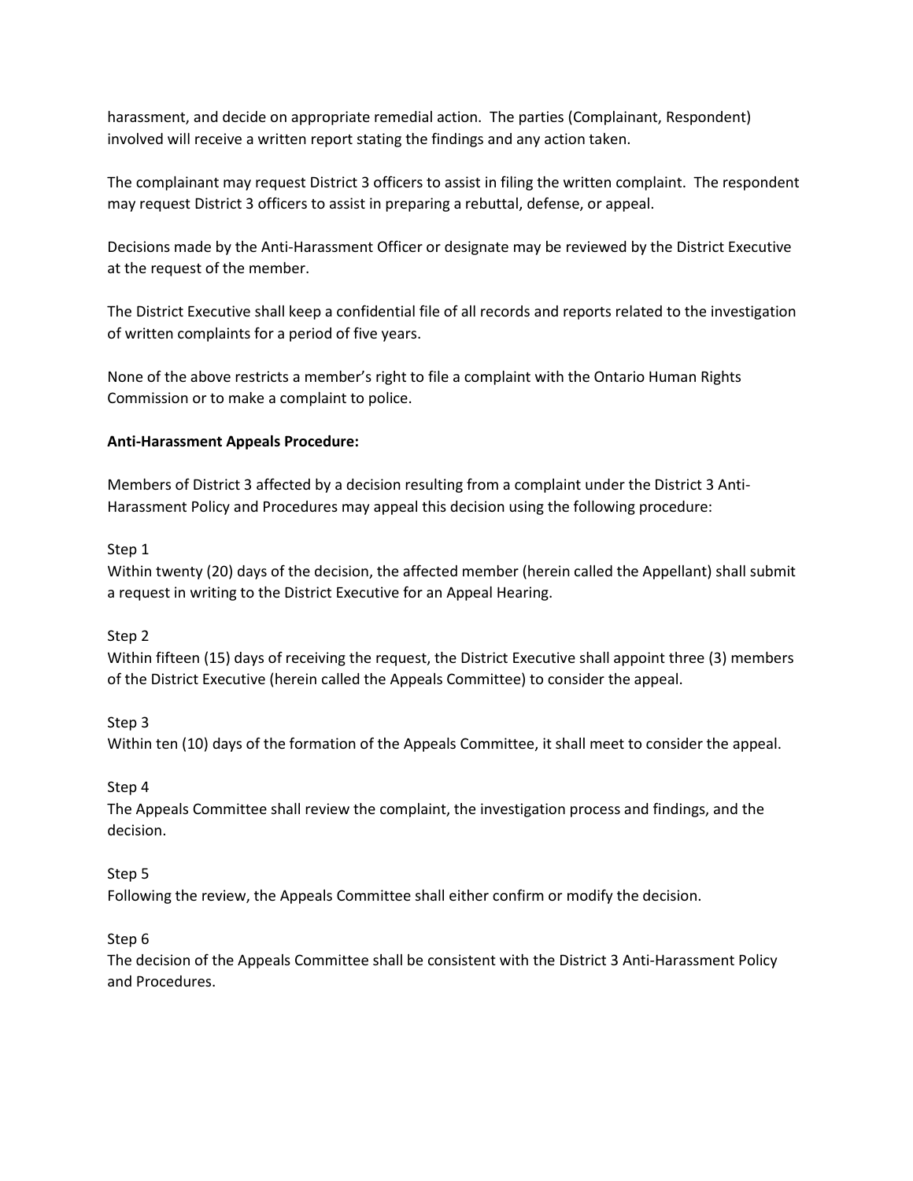harassment, and decide on appropriate remedial action. The parties (Complainant, Respondent) involved will receive a written report stating the findings and any action taken.

The complainant may request District 3 officers to assist in filing the written complaint. The respondent may request District 3 officers to assist in preparing a rebuttal, defense, or appeal.

Decisions made by the Anti-Harassment Officer or designate may be reviewed by the District Executive at the request of the member.

The District Executive shall keep a confidential file of all records and reports related to the investigation of written complaints for a period of five years.

None of the above restricts a member's right to file a complaint with the Ontario Human Rights Commission or to make a complaint to police.

**Anti-Harassment Appeals Procedure:**

Members of District 3 affected by a decision resulting from a complaint under the District 3 Anti-Harassment Policy and Procedures may appeal this decision using the following procedure:

Step 1
Within twenty (20) days of the decision, the affected member (herein called the Appellant) shall submit a request in writing to the District Executive for an Appeal Hearing.

Step 2
Within fifteen (15) days of receiving the request, the District Executive shall appoint three (3) members of the District Executive (herein called the Appeals Committee) to consider the appeal.

Step 3
Within ten (10) days of the formation of the Appeals Committee, it shall meet to consider the appeal.

Step 4
The Appeals Committee shall review the complaint, the investigation process and findings, and the decision.

Step 5
Following the review, the Appeals Committee shall either confirm or modify the decision.

Step 6
The decision of the Appeals Committee shall be consistent with the District 3 Anti-Harassment Policy and Procedures.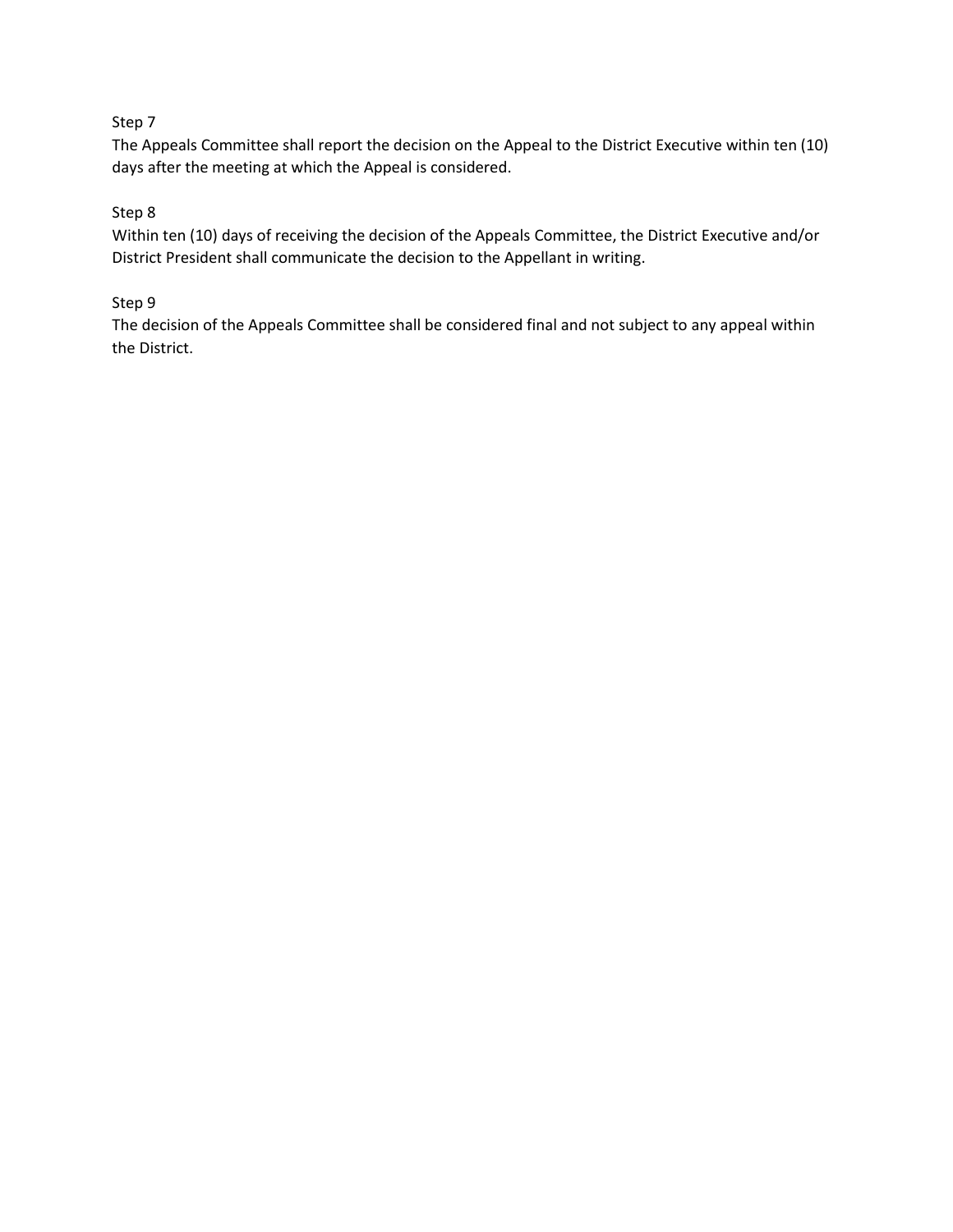Step 7
The Appeals Committee shall report the decision on the Appeal to the District Executive within ten (10) days after the meeting at which the Appeal is considered.

Step 8
Within ten (10) days of receiving the decision of the Appeals Committee, the District Executive and/or District President shall communicate the decision to the Appellant in writing.

Step 9
The decision of the Appeals Committee shall be considered final and not subject to any appeal within the District.